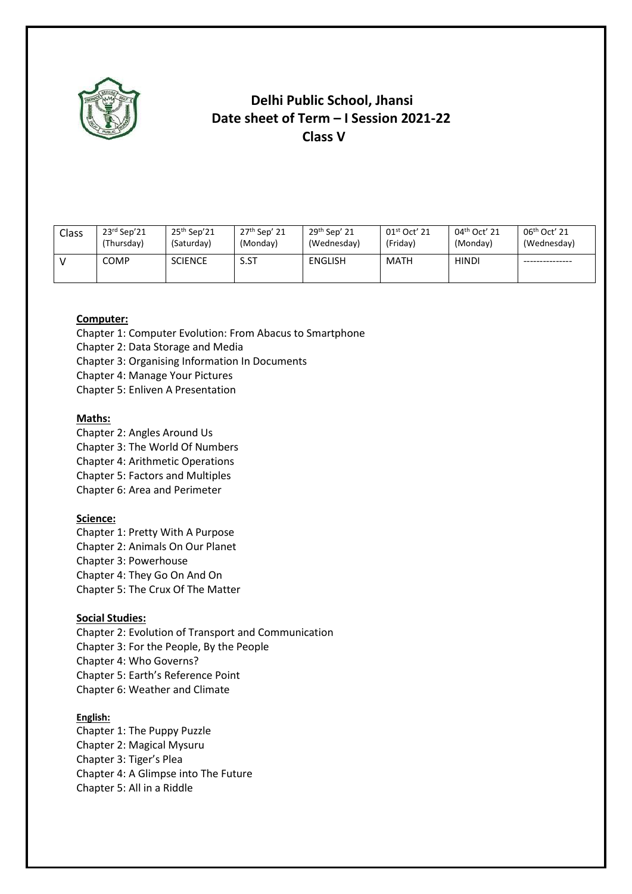# Delhi Public School, Jhansi
## Date sheet of Term – I Session 2021-22
## Class V

| Class | 23rd Sep'21 (Thursday) | 25th Sep'21 (Saturday) | 27th Sep' 21 (Monday) | 29th Sep' 21 (Wednesday) | 01st Oct' 21 (Friday) | 04th Oct' 21 (Monday) | 06th Oct' 21 (Wednesday) |
|---|---|---|---|---|---|---|---|
| V | COMP | SCIENCE | S.ST | ENGLISH | MATH | HINDI | --------------- |

**Computer:**

Chapter 1: Computer Evolution: From Abacus to Smartphone
Chapter 2: Data Storage and Media
Chapter 3: Organising Information In Documents
Chapter 4: Manage Your Pictures
Chapter 5: Enliven A Presentation

**Maths:**

Chapter 2: Angles Around Us
Chapter 3: The World Of Numbers
Chapter 4: Arithmetic Operations
Chapter 5: Factors and Multiples
Chapter 6: Area and Perimeter

**Science:**

Chapter 1: Pretty With A Purpose
Chapter 2: Animals On Our Planet
Chapter 3: Powerhouse
Chapter 4: They Go On And On
Chapter 5: The Crux Of The Matter

**Social Studies:**

Chapter 2: Evolution of Transport and Communication
Chapter 3: For the People, By the People
Chapter 4: Who Governs?
Chapter 5: Earth's Reference Point
Chapter 6: Weather and Climate

**English:**

Chapter 1: The Puppy Puzzle
Chapter 2: Magical Mysuru
Chapter 3: Tiger's Plea
Chapter 4: A Glimpse into The Future
Chapter 5: All in a Riddle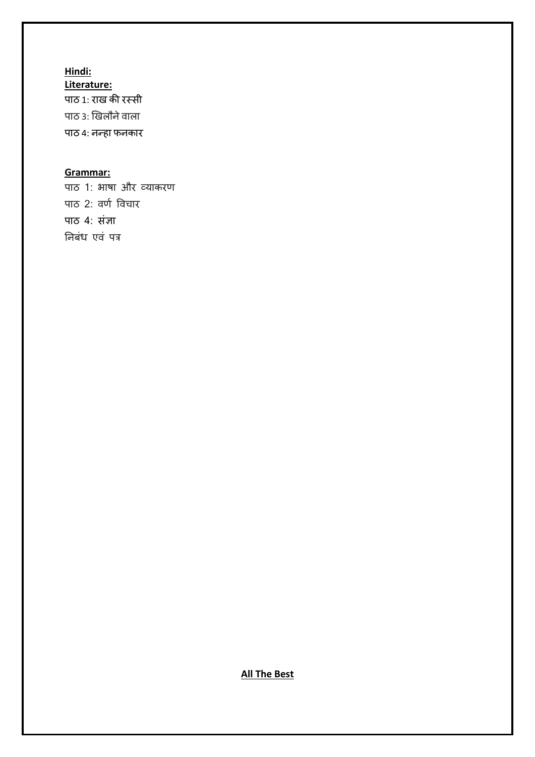**Hindi:**

**Literature:**

पाठ 1: राख की रस्सी

पाठ 3: खिलौने वाला

पाठ 4: नन्हा फनकार

**Grammar:**

पाठ 1: भाषा और व्याकरण

पाठ 2: वर्ण विचार

पाठ 4: संज्ञा

निबंध एवं पत्र

**All The Best**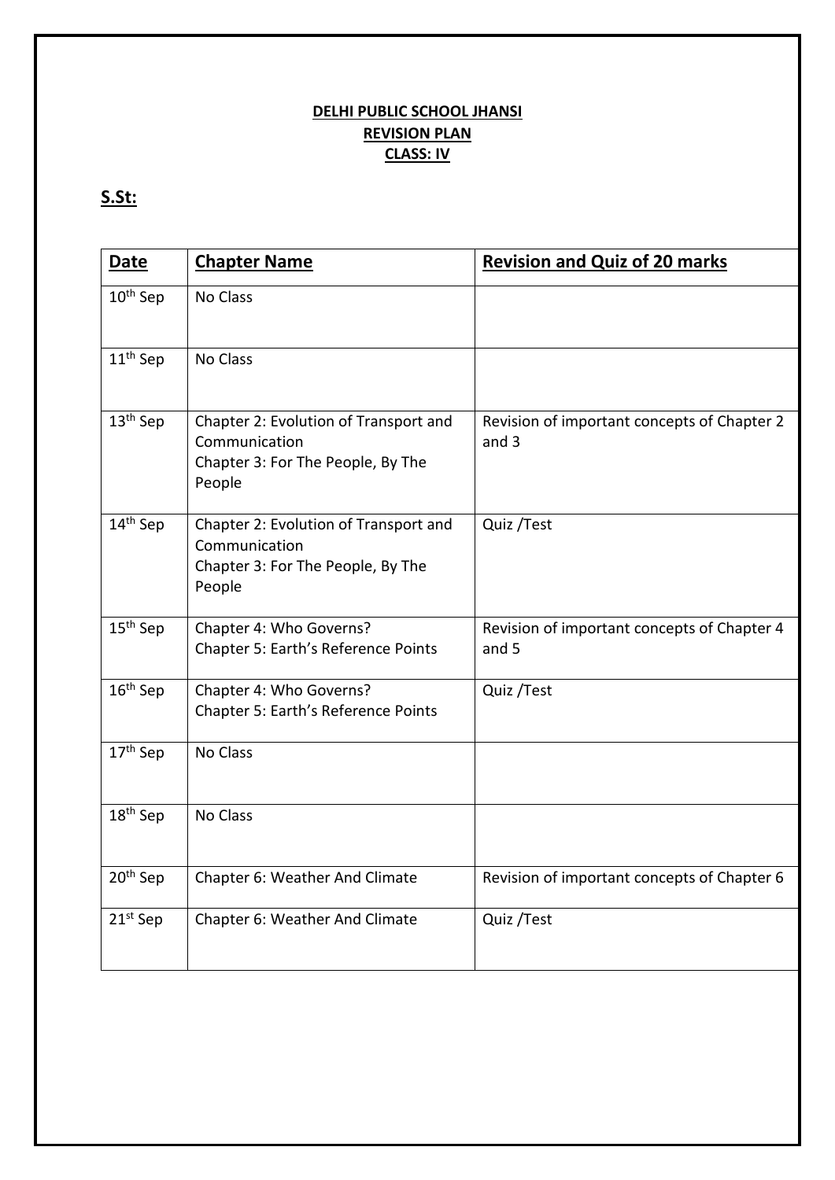**DELHI PUBLIC SCHOOL JHANSI**
**REVISION PLAN**
**CLASS: IV**

## S.St:

| Date | Chapter Name | Revision and Quiz of 20 marks |
|---|---|---|
| 10th Sep | No Class | |
| 11th Sep | No Class | |
| 13th Sep | Chapter 2: Evolution of Transport and Communication<br>Chapter 3: For The People, By The People | Revision of important concepts of Chapter 2 and 3 |
| 14th Sep | Chapter 2: Evolution of Transport and Communication<br>Chapter 3: For The People, By The People | Quiz /Test |
| 15th Sep | Chapter 4: Who Governs?<br>Chapter 5: Earth's Reference Points | Revision of important concepts of Chapter 4 and 5 |
| 16th Sep | Chapter 4: Who Governs?<br>Chapter 5: Earth's Reference Points | Quiz /Test |
| 17th Sep | No Class | |
| 18th Sep | No Class | |
| 20th Sep | Chapter 6: Weather And Climate | Revision of important concepts of Chapter 6 |
| 21st Sep | Chapter 6: Weather And Climate | Quiz /Test |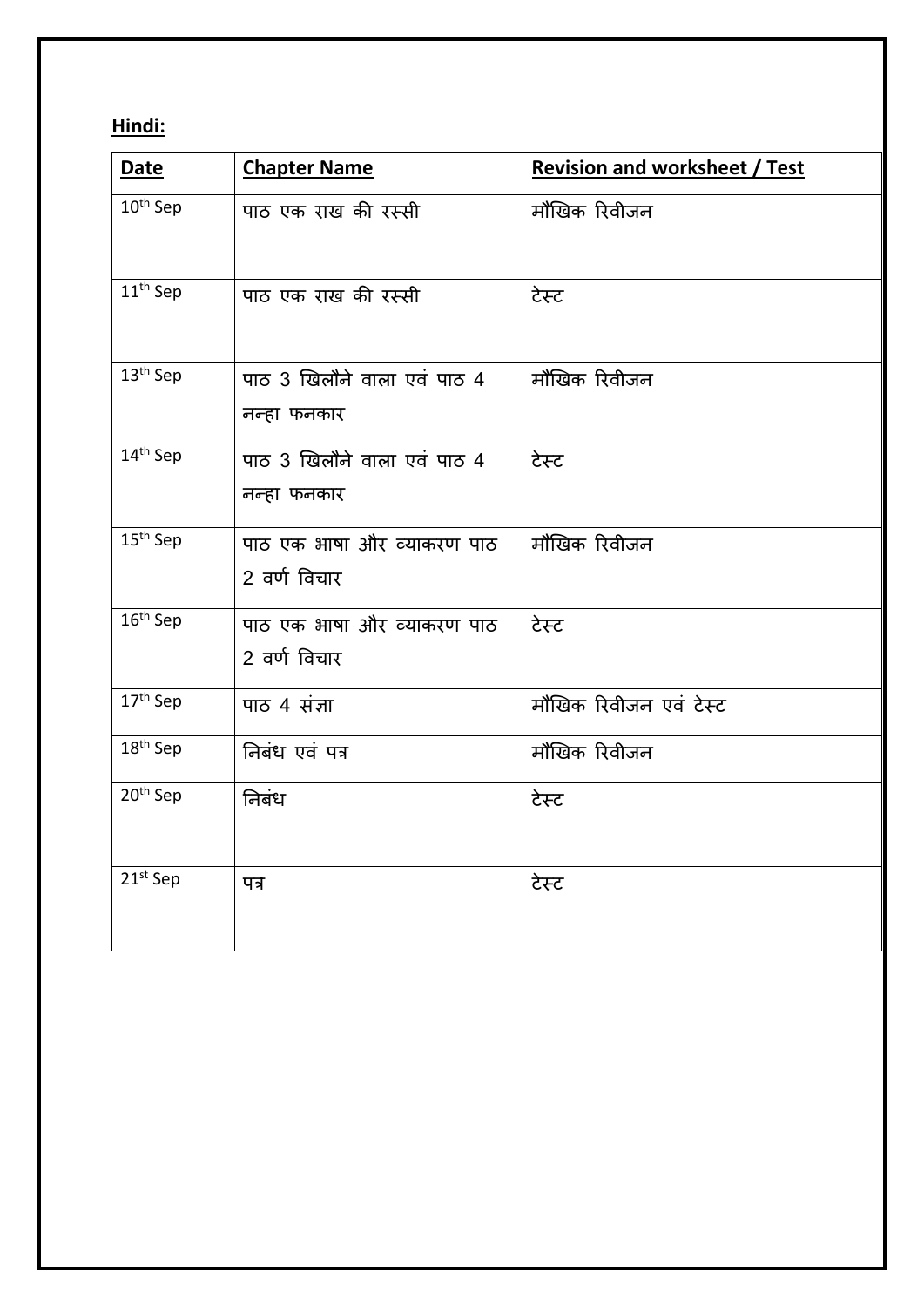**Hindi:**

| Date | Chapter Name | Revision and worksheet / Test |
|---|---|---|
| 10th Sep | पाठ एक राख की रस्सी | मौखिक रिवीजन |
| 11th Sep | पाठ एक राख की रस्सी | टेस्ट |
| 13th Sep | पाठ 3 खिलौने वाला एवं पाठ 4 नन्हा फनकार | मौखिक रिवीजन |
| 14th Sep | पाठ 3 खिलौने वाला एवं पाठ 4 नन्हा फनकार | टेस्ट |
| 15th Sep | पाठ एक भाषा और व्याकरण पाठ 2 वर्ण विचार | मौखिक रिवीजन |
| 16th Sep | पाठ एक भाषा और व्याकरण पाठ 2 वर्ण विचार | टेस्ट |
| 17th Sep | पाठ 4 संज्ञा | मौखिक रिवीजन एवं टेस्ट |
| 18th Sep | निबंध एवं पत्र | मौखिक रिवीजन |
| 20th Sep | निबंध | टेस्ट |
| 21st Sep | पत्र | टेस्ट |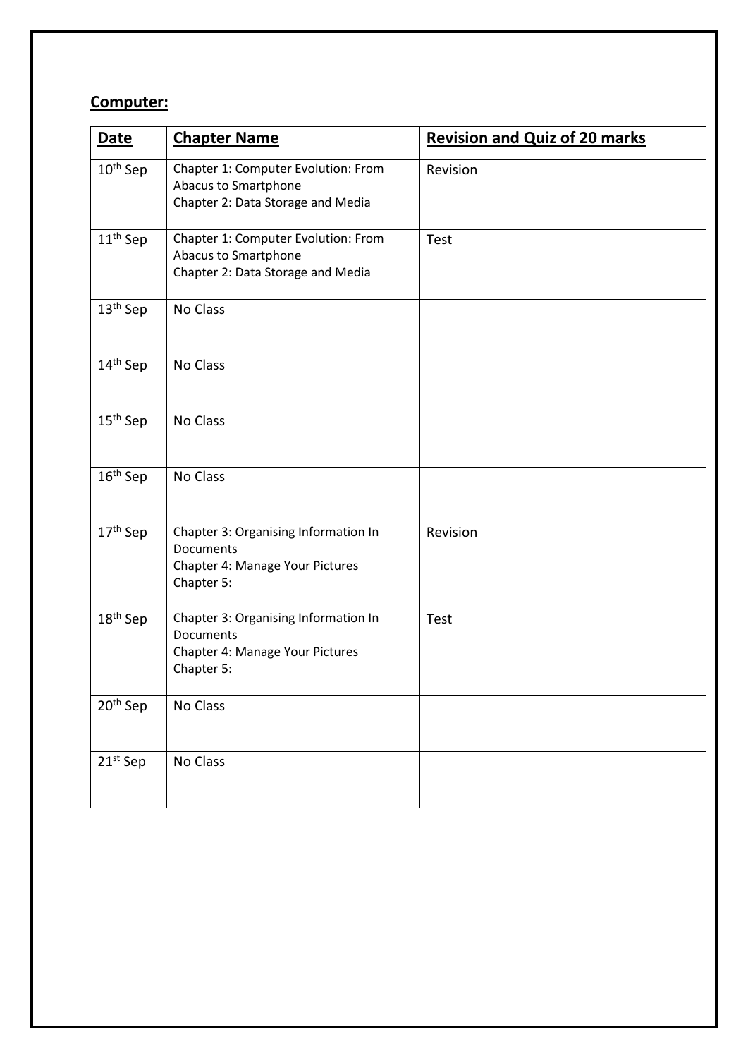**Computer:**

| **Date** | **Chapter Name** | **Revision and Quiz of 20 marks** |
| --- | --- | --- |
| 10th Sep | Chapter 1: Computer Evolution: From Abacus to Smartphone<br>Chapter 2: Data Storage and Media | Revision |
| 11th Sep | Chapter 1: Computer Evolution: From Abacus to Smartphone<br>Chapter 2: Data Storage and Media | Test |
| 13th Sep | No Class | |
| 14th Sep | No Class | |
| 15th Sep | No Class | |
| 16th Sep | No Class | |
| 17th Sep | Chapter 3: Organising Information In Documents<br>Chapter 4: Manage Your Pictures<br>Chapter 5: | Revision |
| 18th Sep | Chapter 3: Organising Information In Documents<br>Chapter 4: Manage Your Pictures<br>Chapter 5: | Test |
| 20th Sep | No Class | |
| 21st Sep | No Class | |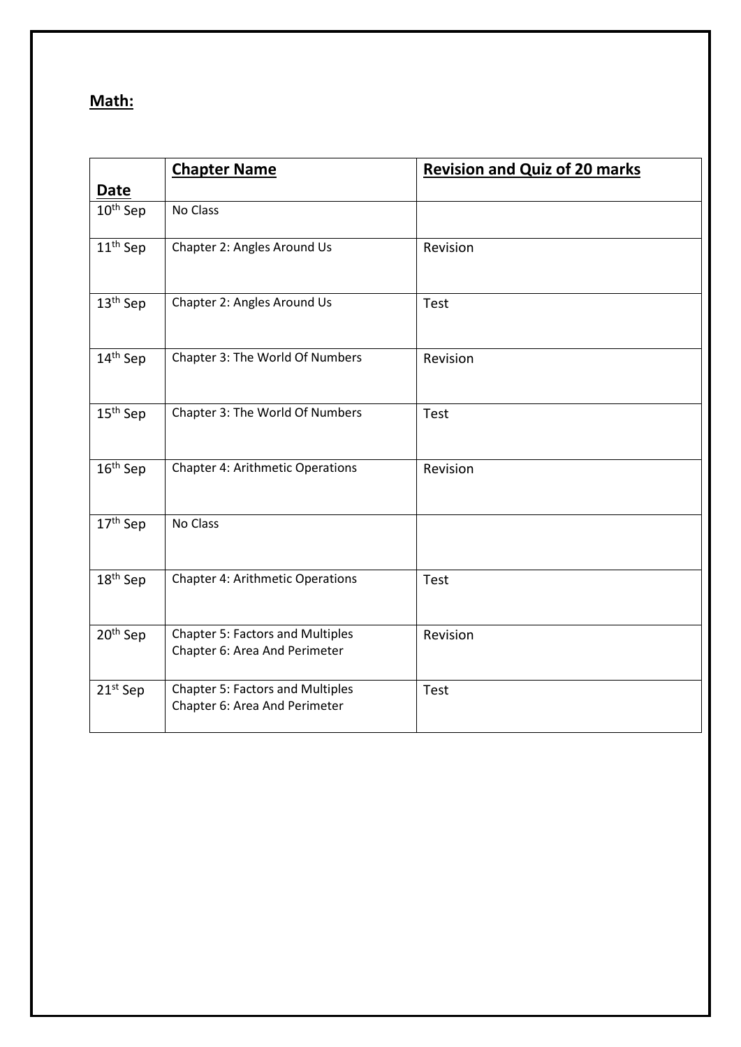**Math:**

| **Date** | **Chapter Name** | **Revision and Quiz of 20 marks** |
|---|---|---|
| 10th Sep | No Class | |
| 11th Sep | Chapter 2: Angles Around Us | Revision |
| 13th Sep | Chapter 2: Angles Around Us | Test |
| 14th Sep | Chapter 3: The World Of Numbers | Revision |
| 15th Sep | Chapter 3: The World Of Numbers | Test |
| 16th Sep | Chapter 4: Arithmetic Operations | Revision |
| 17th Sep | No Class | |
| 18th Sep | Chapter 4: Arithmetic Operations | Test |
| 20th Sep | Chapter 5: Factors and Multiples<br>Chapter 6: Area And Perimeter | Revision |
| 21st Sep | Chapter 5: Factors and Multiples<br>Chapter 6: Area And Perimeter | Test |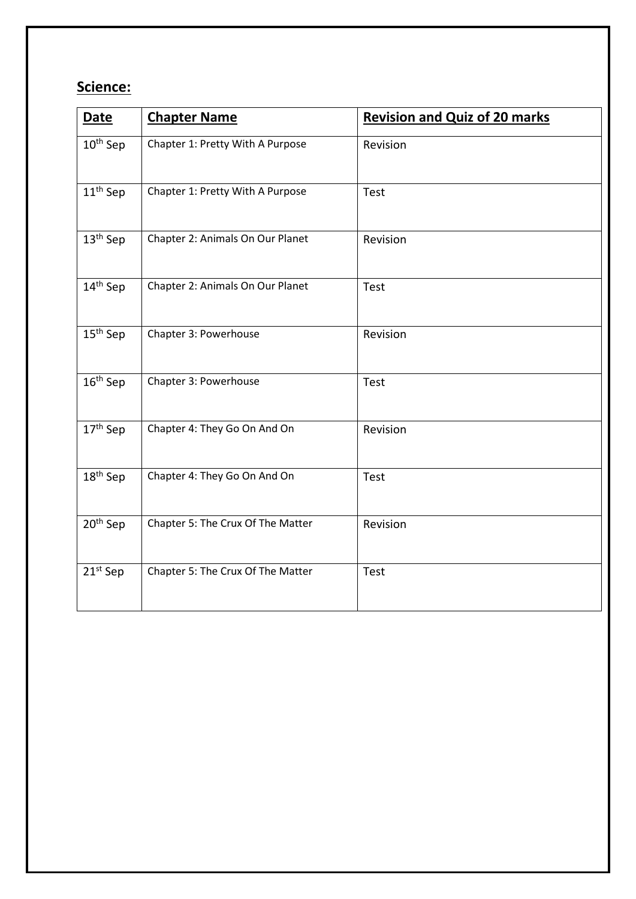## **Science:**

| **Date** | **Chapter Name** | **Revision and Quiz of 20 marks** |
| --- | --- | --- |
| 10th Sep | Chapter 1: Pretty With A Purpose | Revision |
| 11th Sep | Chapter 1: Pretty With A Purpose | Test |
| 13th Sep | Chapter 2: Animals On Our Planet | Revision |
| 14th Sep | Chapter 2: Animals On Our Planet | Test |
| 15th Sep | Chapter 3: Powerhouse | Revision |
| 16th Sep | Chapter 3: Powerhouse | Test |
| 17th Sep | Chapter 4: They Go On And On | Revision |
| 18th Sep | Chapter 4: They Go On And On | Test |
| 20th Sep | Chapter 5: The Crux Of The Matter | Revision |
| 21st Sep | Chapter 5: The Crux Of The Matter | Test |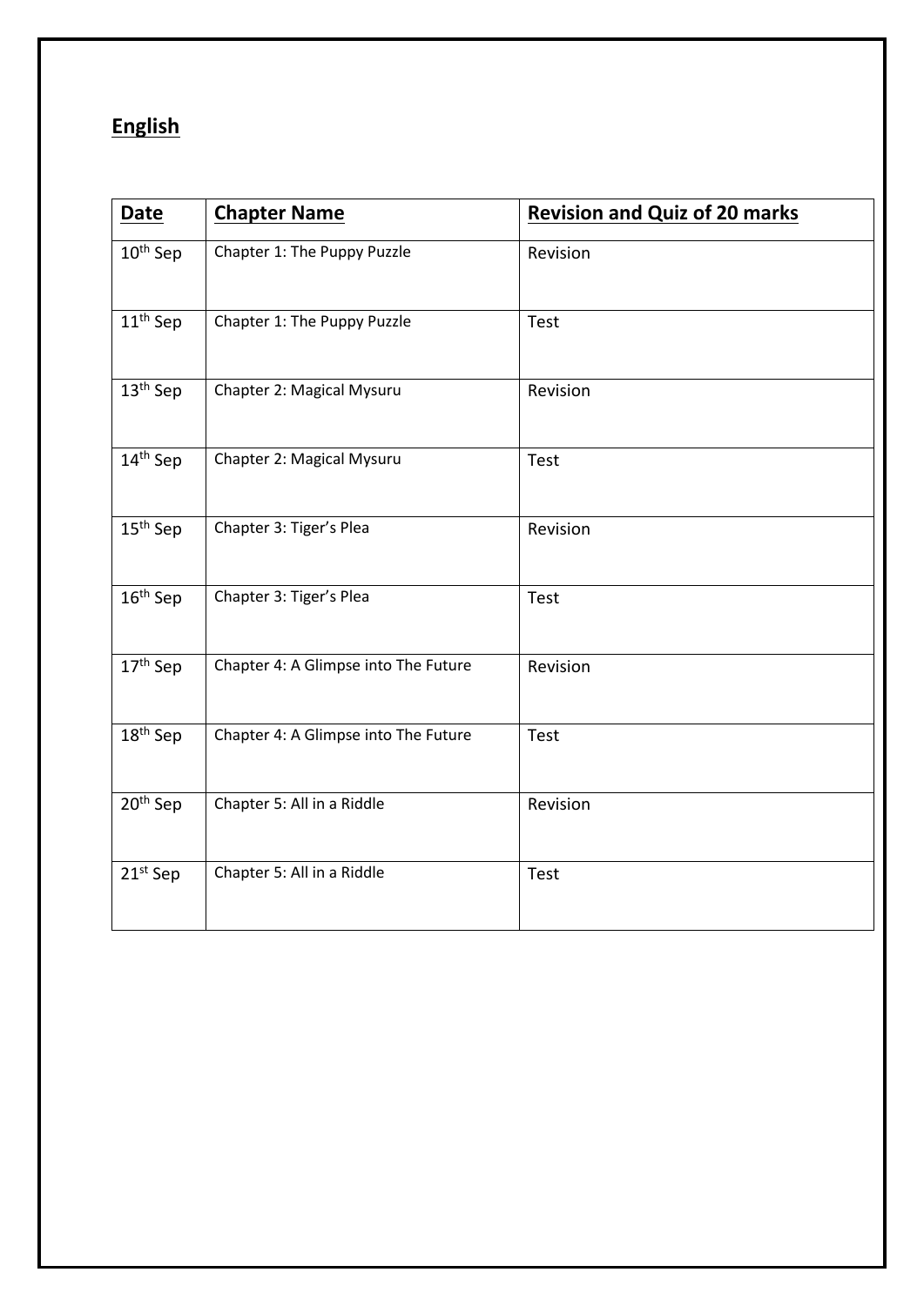## English

| Date | Chapter Name | Revision and Quiz of 20 marks |
|---|---|---|
| 10th Sep | Chapter 1: The Puppy Puzzle | Revision |
| 11th Sep | Chapter 1: The Puppy Puzzle | Test |
| 13th Sep | Chapter 2: Magical Mysuru | Revision |
| 14th Sep | Chapter 2: Magical Mysuru | Test |
| 15th Sep | Chapter 3: Tiger's Plea | Revision |
| 16th Sep | Chapter 3: Tiger's Plea | Test |
| 17th Sep | Chapter 4: A Glimpse into The Future | Revision |
| 18th Sep | Chapter 4: A Glimpse into The Future | Test |
| 20th Sep | Chapter 5: All in a Riddle | Revision |
| 21st Sep | Chapter 5: All in a Riddle | Test |